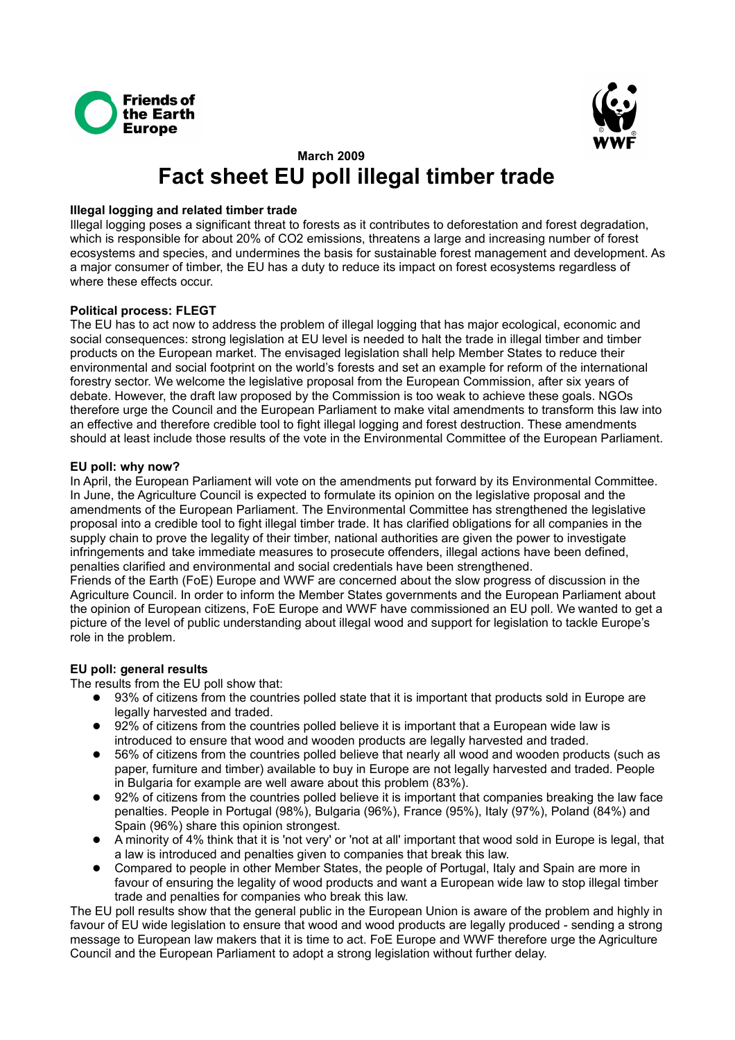Friends of the Earth Europe

WWF

March 2009

# Fact sheet EU poll illegal timber trade

**Illegal logging and related timber trade**

Illegal logging poses a significant threat to forests as it contributes to deforestation and forest degradation, which is responsible for about 20% of $CO_2$ emissions, threatens a large and increasing number of forest ecosystems and species, and undermines the basis for sustainable forest management and development. As a major consumer of timber, the EU has a duty to reduce its impact on forest ecosystems regardless of where these effects occur.

**Political process: FLEGT**

The EU has to act now to address the problem of illegal logging that has major ecological, economic and social consequences: strong legislation at EU level is needed to halt the trade in illegal timber and timber products on the European market. The envisaged legislation shall help Member States to reduce their environmental and social footprint on the world's forests and set an example for reform of the international forestry sector. We welcome the legislative proposal from the European Commission, after six years of debate. However, the draft law proposed by the Commission is too weak to achieve these goals. NGOs therefore urge the Council and the European Parliament to make vital amendments to transform this law into an effective and therefore credible tool to fight illegal logging and forest destruction. These amendments should at least include those results of the vote in the Environmental Committee of the European Parliament.

**EU poll: why now?**

In April, the European Parliament will vote on the amendments put forward by its Environmental Committee. In June, the Agriculture Council is expected to formulate its opinion on the legislative proposal and the amendments of the European Parliament. The Environmental Committee has strengthened the legislative proposal into a credible tool to fight illegal timber trade. It has clarified obligations for all companies in the supply chain to prove the legality of their timber, national authorities are given the power to investigate infringements and take immediate measures to prosecute offenders, illegal actions have been defined, penalties clarified and environmental and social credentials have been strengthened.

Friends of the Earth (FoE) Europe and WWF are concerned about the slow progress of discussion in the Agriculture Council. In order to inform the Member States governments and the European Parliament about the opinion of European citizens, FoE Europe and WWF have commissioned an EU poll. We wanted to get a picture of the level of public understanding about illegal wood and support for legislation to tackle Europe's role in the problem.

**EU poll: general results**

The results from the EU poll show that:

- 93% of citizens from the countries polled state that it is important that products sold in Europe are legally harvested and traded.
- 92% of citizens from the countries polled believe it is important that a European wide law is introduced to ensure that wood and wooden products are legally harvested and traded.
- 56% of citizens from the countries polled believe that nearly all wood and wooden products (such as paper, furniture and timber) available to buy in Europe are not legally harvested and traded. People in Bulgaria for example are well aware about this problem (83%).
- 92% of citizens from the countries polled believe it is important that companies breaking the law face penalties. People in Portugal (98%), Bulgaria (96%), France (95%), Italy (97%), Poland (84%) and Spain (96%) share this opinion strongest.
- A minority of 4% think that it is 'not very' or 'not at all' important that wood sold in Europe is legal, that a law is introduced and penalties given to companies that break this law.
- Compared to people in other Member States, the people of Portugal, Italy and Spain are more in favour of ensuring the legality of wood products and want a European wide law to stop illegal timber trade and penalties for companies who break this law.

The EU poll results show that the general public in the European Union is aware of the problem and highly in favour of EU wide legislation to ensure that wood and wood products are legally produced - sending a strong message to European law makers that it is time to act. FoE Europe and WWF therefore urge the Agriculture Council and the European Parliament to adopt a strong legislation without further delay.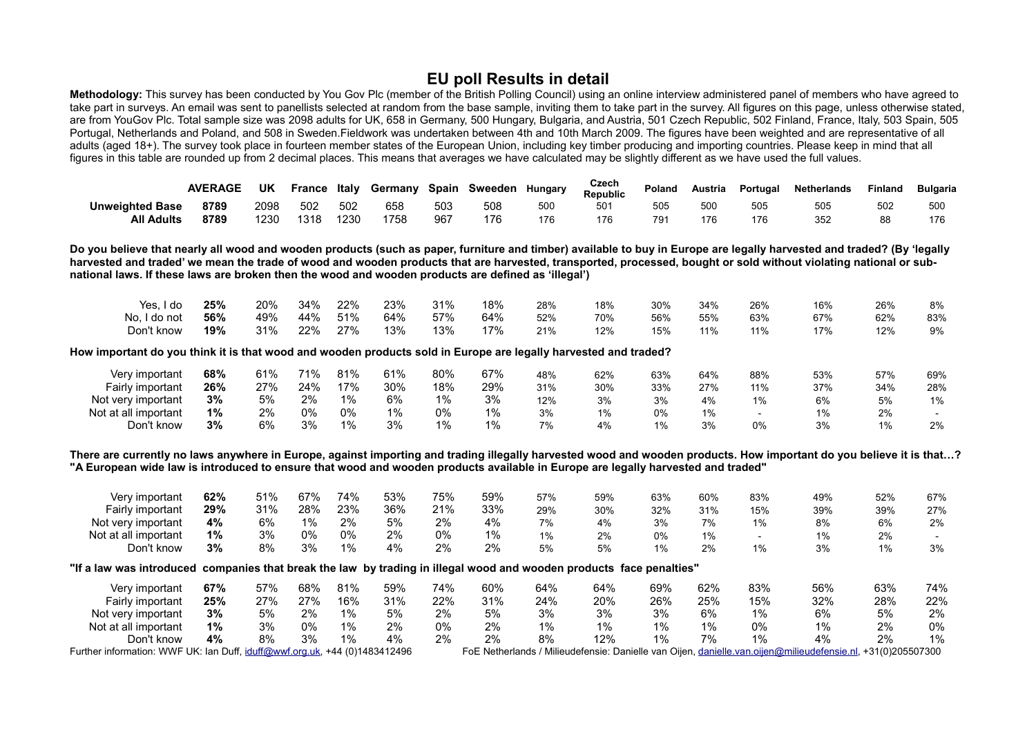# EU poll Results in detail

**Methodology:** This survey has been conducted by You Gov Plc (member of the British Polling Council) using an online interview administered panel of members who have agreed to take part in surveys. An email was sent to panellists selected at random from the base sample, inviting them to take part in the survey. All figures on this page, unless otherwise stated, are from YouGov Plc. Total sample size was 2098 adults for UK, 658 in Germany, 500 Hungary, Bulgaria, and Austria, 501 Czech Republic, 502 Finland, France, Italy, 503 Spain, 505 Portugal, Netherlands and Poland, and 508 in Sweden.Fieldwork was undertaken between 4th and 10th March 2009. The figures have been weighted and are representative of all adults (aged 18+). The survey took place in fourteen member states of the European Union, including key timber producing and importing countries. Please keep in mind that all figures in this table are rounded up from 2 decimal places. This means that averages we have calculated may be slightly different as we have used the full values.

| | AVERAGE | UK | France | Italy | Germany | Spain | Sweeden | Hungary | Czech Republic | Poland | Austria | Portugal | Netherlands | Finland | Bulgaria |
|---|---|---|---|---|---|---|---|---|---|---|---|---|---|---|---|
| **Unweighted Base** | **8789** | 2098 | 502 | 502 | 658 | 503 | 508 | 500 | 501 | 505 | 500 | 505 | 505 | 502 | 500 |
| **All Adults** | **8789** | 1230 | 1318 | 1230 | 1758 | 967 | 176 | 176 | 176 | 791 | 176 | 176 | 352 | 88 | 176 |

**Do you believe that nearly all wood and wooden products (such as paper, furniture and timber) available to buy in Europe are legally harvested and traded? (By 'legally harvested and traded' we mean the trade of wood and wooden products that are harvested, transported, processed, bought or sold without violating national or sub-national laws. If these laws are broken then the wood and wooden products are defined as 'illegal')**

| | AVERAGE | UK | France | Italy | Germany | Spain | Sweeden | Hungary | Czech Republic | Poland | Austria | Portugal | Netherlands | Finland | Bulgaria |
|---|---|---|---|---|---|---|---|---|---|---|---|---|---|---|---|
| Yes, I do | **25%** | 20% | 34% | 22% | 23% | 31% | 18% | 28% | 18% | 30% | 34% | 26% | 16% | 26% | 8% |
| No, I do not | **56%** | 49% | 44% | 51% | 64% | 57% | 64% | 52% | 70% | 56% | 55% | 63% | 67% | 62% | 83% |
| Don't know | **19%** | 31% | 22% | 27% | 13% | 13% | 17% | 21% | 12% | 15% | 11% | 11% | 17% | 12% | 9% |

**How important do you think it is that wood and wooden products sold in Europe are legally harvested and traded?**

| | AVERAGE | UK | France | Italy | Germany | Spain | Sweeden | Hungary | Czech Republic | Poland | Austria | Portugal | Netherlands | Finland | Bulgaria |
|---|---|---|---|---|---|---|---|---|---|---|---|---|---|---|---|
| Very important | **68%** | 61% | 71% | 81% | 61% | 80% | 67% | 48% | 62% | 63% | 64% | 88% | 53% | 57% | 69% |
| Fairly important | **26%** | 27% | 24% | 17% | 30% | 18% | 29% | 31% | 30% | 33% | 27% | 11% | 37% | 34% | 28% |
| Not very important | **3%** | 5% | 2% | 1% | 6% | 1% | 3% | 12% | 3% | 3% | 4% | 1% | 6% | 5% | 1% |
| Not at all important | **1%** | 2% | 0% | 0% | 1% | 0% | 1% | 3% | 1% | 0% | 1% | - | 1% | 2% | - |
| Don't know | **3%** | 6% | 3% | 1% | 3% | 1% | 1% | 7% | 4% | 1% | 3% | 0% | 3% | 1% | 2% |

**There are currently no laws anywhere in Europe, against importing and trading illegally harvested wood and wooden products. How important do you believe it is that…? "A European wide law is introduced to ensure that wood and wooden products available in Europe are legally harvested and traded"**

| | AVERAGE | UK | France | Italy | Germany | Spain | Sweeden | Hungary | Czech Republic | Poland | Austria | Portugal | Netherlands | Finland | Bulgaria |
|---|---|---|---|---|---|---|---|---|---|---|---|---|---|---|---|
| Very important | **62%** | 51% | 67% | 74% | 53% | 75% | 59% | 57% | 59% | 63% | 60% | 83% | 49% | 52% | 67% |
| Fairly important | **29%** | 31% | 28% | 23% | 36% | 21% | 33% | 29% | 30% | 32% | 31% | 15% | 39% | 39% | 27% |
| Not very important | **4%** | 6% | 1% | 2% | 5% | 2% | 4% | 7% | 4% | 3% | 7% | 1% | 8% | 6% | 2% |
| Not at all important | **1%** | 3% | 0% | 0% | 2% | 0% | 1% | 1% | 2% | 0% | 1% | - | 1% | 2% | - |
| Don't know | **3%** | 8% | 3% | 1% | 4% | 2% | 2% | 5% | 5% | 1% | 2% | 1% | 3% | 1% | 3% |

**"If a law was introduced companies that break the law by trading in illegal wood and wooden products face penalties"**

| | AVERAGE | UK | France | Italy | Germany | Spain | Sweeden | Hungary | Czech Republic | Poland | Austria | Portugal | Netherlands | Finland | Bulgaria |
|---|---|---|---|---|---|---|---|---|---|---|---|---|---|---|---|
| Very important | **67%** | 57% | 68% | 81% | 59% | 74% | 60% | 64% | 64% | 69% | 62% | 83% | 56% | 63% | 74% |
| Fairly important | **25%** | 27% | 27% | 16% | 31% | 22% | 31% | 24% | 20% | 26% | 25% | 15% | 32% | 28% | 22% |
| Not very important | **3%** | 5% | 2% | 1% | 5% | 2% | 5% | 3% | 3% | 3% | 6% | 1% | 6% | 5% | 2% |
| Not at all important | **1%** | 3% | 0% | 1% | 2% | 0% | 2% | 1% | 1% | 1% | 1% | 0% | 1% | 2% | 0% |
| Don't know | **4%** | 8% | 3% | 1% | 4% | 2% | 2% | 8% | 12% | 1% | 7% | 1% | 4% | 2% | 1% |

Further information: WWF UK: Ian Duff, iduff@wwf.org.uk, +44 (0)1483412496 FoE Netherlands / Milieudefensie: Danielle van Oijen, danielle.van.oijen@milieudefensie.nl, +31(0)205507300